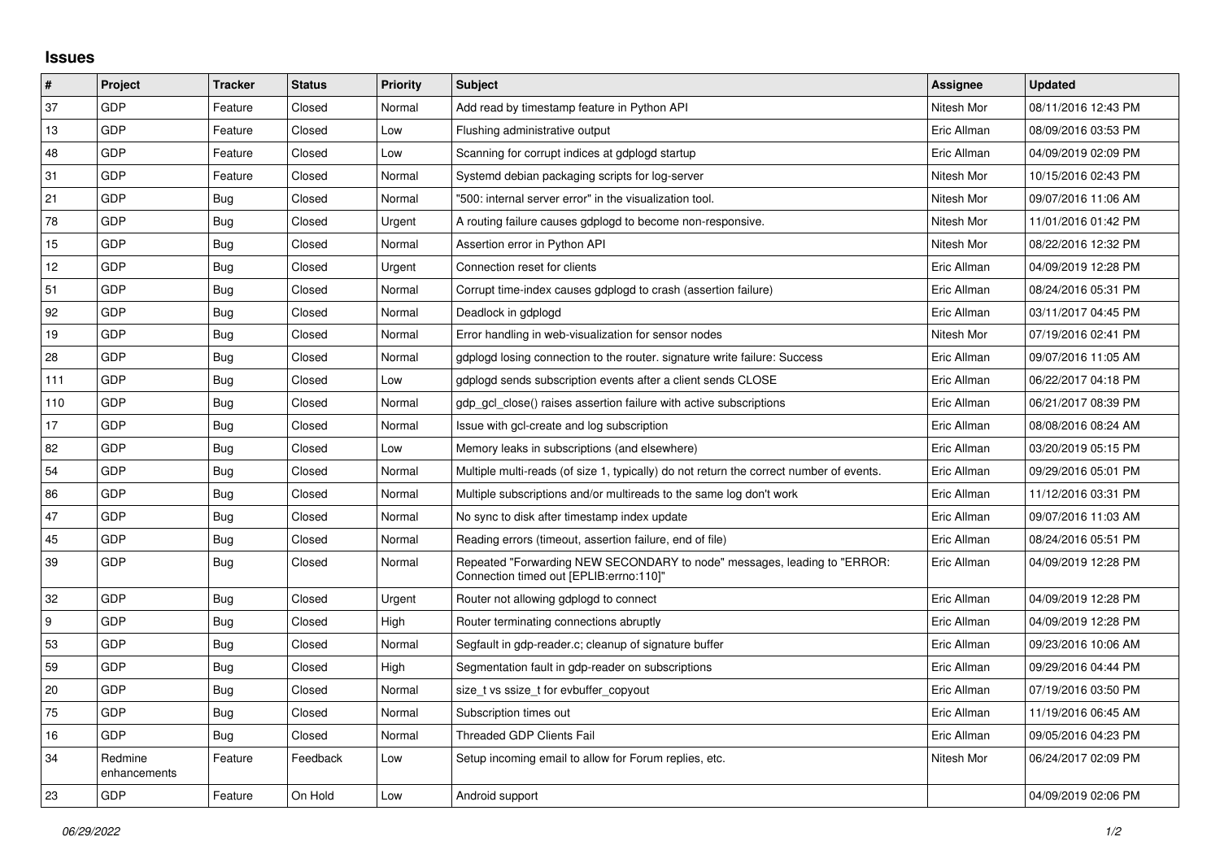## Issues

| # | Project | Tracker | Status | Priority | Subject | Assignee | Updated |
|---|---|---|---|---|---|---|---|
| 37 | GDP | Feature | Closed | Normal | Add read by timestamp feature in Python API | Nitesh Mor | 08/11/2016 12:43 PM |
| 13 | GDP | Feature | Closed | Low | Flushing administrative output | Eric Allman | 08/09/2016 03:53 PM |
| 48 | GDP | Feature | Closed | Low | Scanning for corrupt indices at gdplogd startup | Eric Allman | 04/09/2019 02:09 PM |
| 31 | GDP | Feature | Closed | Normal | Systemd debian packaging scripts for log-server | Nitesh Mor | 10/15/2016 02:43 PM |
| 21 | GDP | Bug | Closed | Normal | "500: internal server error" in the visualization tool. | Nitesh Mor | 09/07/2016 11:06 AM |
| 78 | GDP | Bug | Closed | Urgent | A routing failure causes gdplogd to become non-responsive. | Nitesh Mor | 11/01/2016 01:42 PM |
| 15 | GDP | Bug | Closed | Normal | Assertion error in Python API | Nitesh Mor | 08/22/2016 12:32 PM |
| 12 | GDP | Bug | Closed | Urgent | Connection reset for clients | Eric Allman | 04/09/2019 12:28 PM |
| 51 | GDP | Bug | Closed | Normal | Corrupt time-index causes gdplogd to crash (assertion failure) | Eric Allman | 08/24/2016 05:31 PM |
| 92 | GDP | Bug | Closed | Normal | Deadlock in gdplogd | Eric Allman | 03/11/2017 04:45 PM |
| 19 | GDP | Bug | Closed | Normal | Error handling in web-visualization for sensor nodes | Nitesh Mor | 07/19/2016 02:41 PM |
| 28 | GDP | Bug | Closed | Normal | gdplogd losing connection to the router. signature write failure: Success | Eric Allman | 09/07/2016 11:05 AM |
| 111 | GDP | Bug | Closed | Low | gdplogd sends subscription events after a client sends CLOSE | Eric Allman | 06/22/2017 04:18 PM |
| 110 | GDP | Bug | Closed | Normal | gdp_gcl_close() raises assertion failure with active subscriptions | Eric Allman | 06/21/2017 08:39 PM |
| 17 | GDP | Bug | Closed | Normal | Issue with gcl-create and log subscription | Eric Allman | 08/08/2016 08:24 AM |
| 82 | GDP | Bug | Closed | Low | Memory leaks in subscriptions (and elsewhere) | Eric Allman | 03/20/2019 05:15 PM |
| 54 | GDP | Bug | Closed | Normal | Multiple multi-reads (of size 1, typically) do not return the correct number of events. | Eric Allman | 09/29/2016 05:01 PM |
| 86 | GDP | Bug | Closed | Normal | Multiple subscriptions and/or multireads to the same log don't work | Eric Allman | 11/12/2016 03:31 PM |
| 47 | GDP | Bug | Closed | Normal | No sync to disk after timestamp index update | Eric Allman | 09/07/2016 11:03 AM |
| 45 | GDP | Bug | Closed | Normal | Reading errors (timeout, assertion failure, end of file) | Eric Allman | 08/24/2016 05:51 PM |
| 39 | GDP | Bug | Closed | Normal | Repeated "Forwarding NEW SECONDARY to node" messages, leading to "ERROR: Connection timed out [EPLIB:errno:110]" | Eric Allman | 04/09/2019 12:28 PM |
| 32 | GDP | Bug | Closed | Urgent | Router not allowing gdplogd to connect | Eric Allman | 04/09/2019 12:28 PM |
| 9 | GDP | Bug | Closed | High | Router terminating connections abruptly | Eric Allman | 04/09/2019 12:28 PM |
| 53 | GDP | Bug | Closed | Normal | Segfault in gdp-reader.c; cleanup of signature buffer | Eric Allman | 09/23/2016 10:06 AM |
| 59 | GDP | Bug | Closed | High | Segmentation fault in gdp-reader on subscriptions | Eric Allman | 09/29/2016 04:44 PM |
| 20 | GDP | Bug | Closed | Normal | size_t vs ssize_t for evbuffer_copyout | Eric Allman | 07/19/2016 03:50 PM |
| 75 | GDP | Bug | Closed | Normal | Subscription times out | Eric Allman | 11/19/2016 06:45 AM |
| 16 | GDP | Bug | Closed | Normal | Threaded GDP Clients Fail | Eric Allman | 09/05/2016 04:23 PM |
| 34 | Redmine enhancements | Feature | Feedback | Low | Setup incoming email to allow for Forum replies, etc. | Nitesh Mor | 06/24/2017 02:09 PM |
| 23 | GDP | Feature | On Hold | Low | Android support | | 04/09/2019 02:06 PM |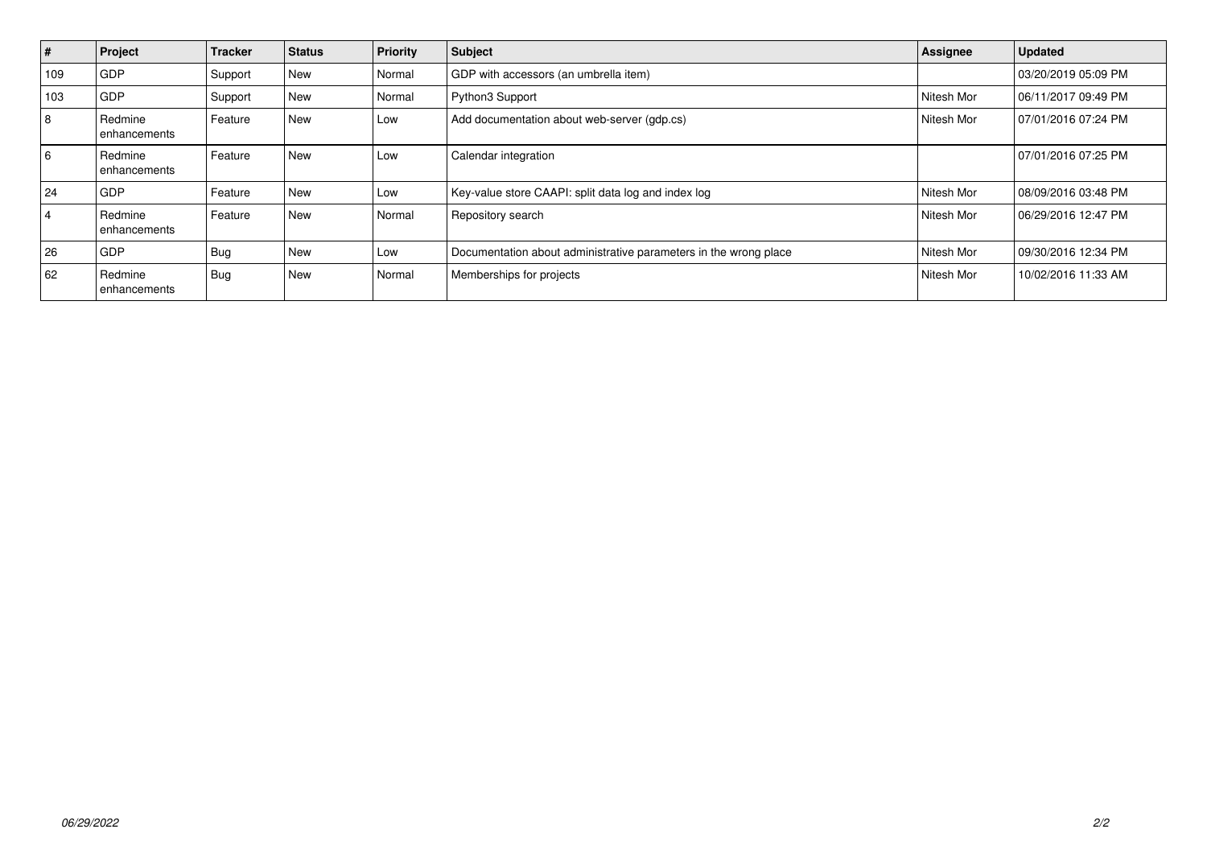| # | Project | Tracker | Status | Priority | Subject | Assignee | Updated |
|---|---|---|---|---|---|---|---|
| 109 | GDP | Support | New | Normal | GDP with accessors (an umbrella item) | | 03/20/2019 05:09 PM |
| 103 | GDP | Support | New | Normal | Python3 Support | Nitesh Mor | 06/11/2017 09:49 PM |
| 8 | Redmine enhancements | Feature | New | Low | Add documentation about web-server (gdp.cs) | Nitesh Mor | 07/01/2016 07:24 PM |
| 6 | Redmine enhancements | Feature | New | Low | Calendar integration | | 07/01/2016 07:25 PM |
| 24 | GDP | Feature | New | Low | Key-value store CAAPI: split data log and index log | Nitesh Mor | 08/09/2016 03:48 PM |
| 4 | Redmine enhancements | Feature | New | Normal | Repository search | Nitesh Mor | 06/29/2016 12:47 PM |
| 26 | GDP | Bug | New | Low | Documentation about administrative parameters in the wrong place | Nitesh Mor | 09/30/2016 12:34 PM |
| 62 | Redmine enhancements | Bug | New | Normal | Memberships for projects | Nitesh Mor | 10/02/2016 11:33 AM |